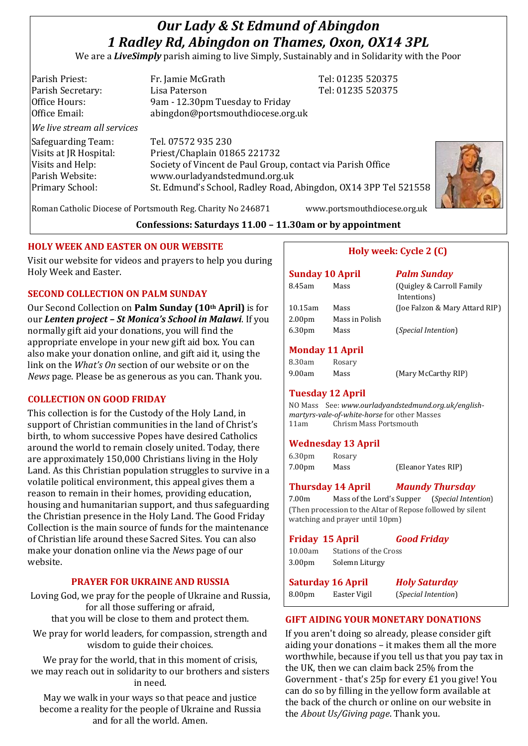# *Our Lady & St Edmund of Abingdon*
# *1 Radley Rd, Abingdon on Thames, Oxon, OX14 3PL*

We are a ***LiveSimply*** parish aiming to live Simply, Sustainably and in Solidarity with the Poor

| | | |
|---|---|---|
| Parish Priest: | Fr. Jamie McGrath | Tel: 01235 520375 |
| Parish Secretary: | Lisa Paterson | Tel: 01235 520375 |
| Office Hours: | 9am - 12.30pm Tuesday to Friday | |
| Office Email: | abingdon@portsmouthdiocese.org.uk | |

*We live stream all services*

| | |
|---|---|
| Safeguarding Team: | Tel. 07572 935 230 |
| Visits at JR Hospital: | Priest/Chaplain 01865 221732 |
| Visits and Help: | Society of Vincent de Paul Group, contact via Parish Office |
| Parish Website: | www.ourladyandstedmund.org.uk |
| Primary School: | St. Edmund's School, Radley Road, Abingdon, OX14 3PP Tel 521558 |

Roman Catholic Diocese of Portsmouth Reg. Charity No 246871 www.portsmouthdiocese.org.uk

**Confessions: Saturdays 11.00 – 11.30am or by appointment**

## HOLY WEEK AND EASTER ON OUR WEBSITE

Visit our website for videos and prayers to help you during Holy Week and Easter.

## SECOND COLLECTION ON PALM SUNDAY

Our Second Collection on **Palm Sunday (10th April)** is for our ***Lenten project – St Monica's School in Malawi***. If you normally gift aid your donations, you will find the appropriate envelope in your new gift aid box. You can also make your donation online, and gift aid it, using the link on the *What's On* section of our website or on the *News* page. Please be as generous as you can. Thank you.

## COLLECTION ON GOOD FRIDAY

This collection is for the Custody of the Holy Land, in support of Christian communities in the land of Christ's birth, to whom successive Popes have desired Catholics around the world to remain closely united. Today, there are approximately 150,000 Christians living in the Holy Land. As this Christian population struggles to survive in a volatile political environment, this appeal gives them a reason to remain in their homes, providing education, housing and humanitarian support, and thus safeguarding the Christian presence in the Holy Land. The Good Friday Collection is the main source of funds for the maintenance of Christian life around these Sacred Sites. You can also make your donation online via the *News* page of our website.

## PRAYER FOR UKRAINE AND RUSSIA

Loving God, we pray for the people of Ukraine and Russia, for all those suffering or afraid, that you will be close to them and protect them.

We pray for world leaders, for compassion, strength and wisdom to guide their choices.

We pray for the world, that in this moment of crisis, we may reach out in solidarity to our brothers and sisters in need.

May we walk in your ways so that peace and justice become a reality for the people of Ukraine and Russia and for all the world. Amen.

## Holy week: Cycle 2 (C)

### Sunday 10 April — *Palm Sunday*

| | | |
|---|---|---|
| 8.45am | Mass | (Quigley & Carroll Family Intentions) |
| 10.15am | Mass | (Joe Falzon & Mary Attard RIP) |
| 2.00pm | Mass in Polish | |
| 6.30pm | Mass | (*Special Intention*) |

### Monday 11 April

| | | |
|---|---|---|
| 8.30am | Rosary | |
| 9.00am | Mass | (Mary McCarthy RIP) |

### Tuesday 12 April

NO Mass See: *www.ourladyandstedmund.org.uk/english-martyrs-vale-of-white-horse* for other Masses
11am Chrism Mass Portsmouth

### Wednesday 13 April

| | | |
|---|---|---|
| 6.30pm | Rosary | |
| 7.00pm | Mass | (Eleanor Yates RIP) |

### Thursday 14 April — *Maundy Thursday*

7.00m Mass of the Lord's Supper (*Special Intention*)
(Then procession to the Altar of Repose followed by silent watching and prayer until 10pm)

### Friday 15 April — *Good Friday*

| | |
|---|---|
| 10.00am | Stations of the Cross |
| 3.00pm | Solemn Liturgy |

### Saturday 16 April — *Holy Saturday*

| | | |
|---|---|---|
| 8.00pm | Easter Vigil | (*Special Intention*) |

## GIFT AIDING YOUR MONETARY DONATIONS

If you aren't doing so already, please consider gift aiding your donations – it makes them all the more worthwhile, because if you tell us that you pay tax in the UK, then we can claim back 25% from the Government - that's 25p for every £1 you give! You can do so by filling in the yellow form available at the back of the church or online on our website in the *About Us/Giving page*. Thank you.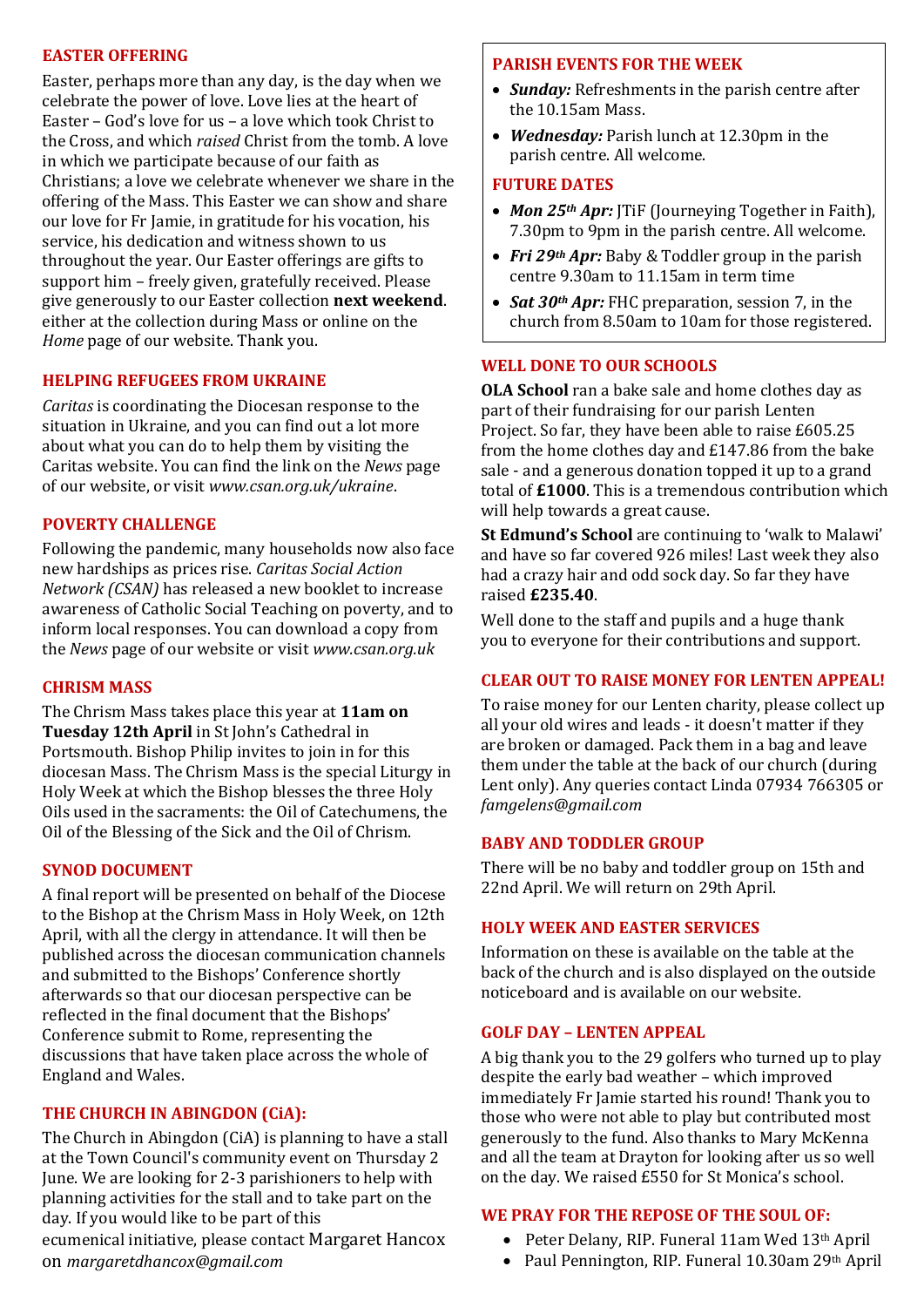## EASTER OFFERING

Easter, perhaps more than any day, is the day when we celebrate the power of love. Love lies at the heart of Easter – God's love for us – a love which took Christ to the Cross, and which *raised* Christ from the tomb. A love in which we participate because of our faith as Christians; a love we celebrate whenever we share in the offering of the Mass. This Easter we can show and share our love for Fr Jamie, in gratitude for his vocation, his service, his dedication and witness shown to us throughout the year. Our Easter offerings are gifts to support him – freely given, gratefully received. Please give generously to our Easter collection **next weekend**. either at the collection during Mass or online on the *Home* page of our website. Thank you.

## HELPING REFUGEES FROM UKRAINE

*Caritas* is coordinating the Diocesan response to the situation in Ukraine, and you can find out a lot more about what you can do to help them by visiting the Caritas website. You can find the link on the *News* page of our website, or visit *www.csan.org.uk/ukraine*.

## POVERTY CHALLENGE

Following the pandemic, many households now also face new hardships as prices rise. *Caritas Social Action Network (CSAN)* has released a new booklet to increase awareness of Catholic Social Teaching on poverty, and to inform local responses. You can download a copy from the *News* page of our website or visit *www.csan.org.uk*

## CHRISM MASS

The Chrism Mass takes place this year at **11am on Tuesday 12th April** in St John's Cathedral in Portsmouth. Bishop Philip invites to join in for this diocesan Mass. The Chrism Mass is the special Liturgy in Holy Week at which the Bishop blesses the three Holy Oils used in the sacraments: the Oil of Catechumens, the Oil of the Blessing of the Sick and the Oil of Chrism.

## SYNOD DOCUMENT

A final report will be presented on behalf of the Diocese to the Bishop at the Chrism Mass in Holy Week, on 12th April, with all the clergy in attendance. It will then be published across the diocesan communication channels and submitted to the Bishops' Conference shortly afterwards so that our diocesan perspective can be reflected in the final document that the Bishops' Conference submit to Rome, representing the discussions that have taken place across the whole of England and Wales.

## THE CHURCH IN ABINGDON (CiA):

The Church in Abingdon (CiA) is planning to have a stall at the Town Council's community event on Thursday 2 June. We are looking for 2-3 parishioners to help with planning activities for the stall and to take part on the day. If you would like to be part of this ecumenical initiative, please contact Margaret Hancox on *margaretdhancox@gmail.com*

## PARISH EVENTS FOR THE WEEK

- ***Sunday:*** Refreshments in the parish centre after the 10.15am Mass.
- ***Wednesday:*** Parish lunch at 12.30pm in the parish centre. All welcome.

## FUTURE DATES

- ***Mon 25th Apr:*** JTiF (Journeying Together in Faith), 7.30pm to 9pm in the parish centre. All welcome.
- ***Fri 29th Apr:*** Baby & Toddler group in the parish centre 9.30am to 11.15am in term time
- ***Sat 30th Apr:*** FHC preparation, session 7, in the church from 8.50am to 10am for those registered.

## WELL DONE TO OUR SCHOOLS

**OLA School** ran a bake sale and home clothes day as part of their fundraising for our parish Lenten Project. So far, they have been able to raise £605.25 from the home clothes day and £147.86 from the bake sale - and a generous donation topped it up to a grand total of **£1000**. This is a tremendous contribution which will help towards a great cause.

**St Edmund's School** are continuing to 'walk to Malawi' and have so far covered 926 miles! Last week they also had a crazy hair and odd sock day. So far they have raised **£235.40**.

Well done to the staff and pupils and a huge thank you to everyone for their contributions and support.

## CLEAR OUT TO RAISE MONEY FOR LENTEN APPEAL!

To raise money for our Lenten charity, please collect up all your old wires and leads - it doesn't matter if they are broken or damaged. Pack them in a bag and leave them under the table at the back of our church (during Lent only). Any queries contact Linda 07934 766305 or *famgelens@gmail.com*

## BABY AND TODDLER GROUP

There will be no baby and toddler group on 15th and 22nd April. We will return on 29th April.

## HOLY WEEK AND EASTER SERVICES

Information on these is available on the table at the back of the church and is also displayed on the outside noticeboard and is available on our website.

## GOLF DAY – LENTEN APPEAL

A big thank you to the 29 golfers who turned up to play despite the early bad weather – which improved immediately Fr Jamie started his round! Thank you to those who were not able to play but contributed most generously to the fund. Also thanks to Mary McKenna and all the team at Drayton for looking after us so well on the day. We raised £550 for St Monica's school.

## WE PRAY FOR THE REPOSE OF THE SOUL OF:

- Peter Delany, RIP. Funeral 11am Wed 13th April
- Paul Pennington, RIP. Funeral 10.30am 29th April